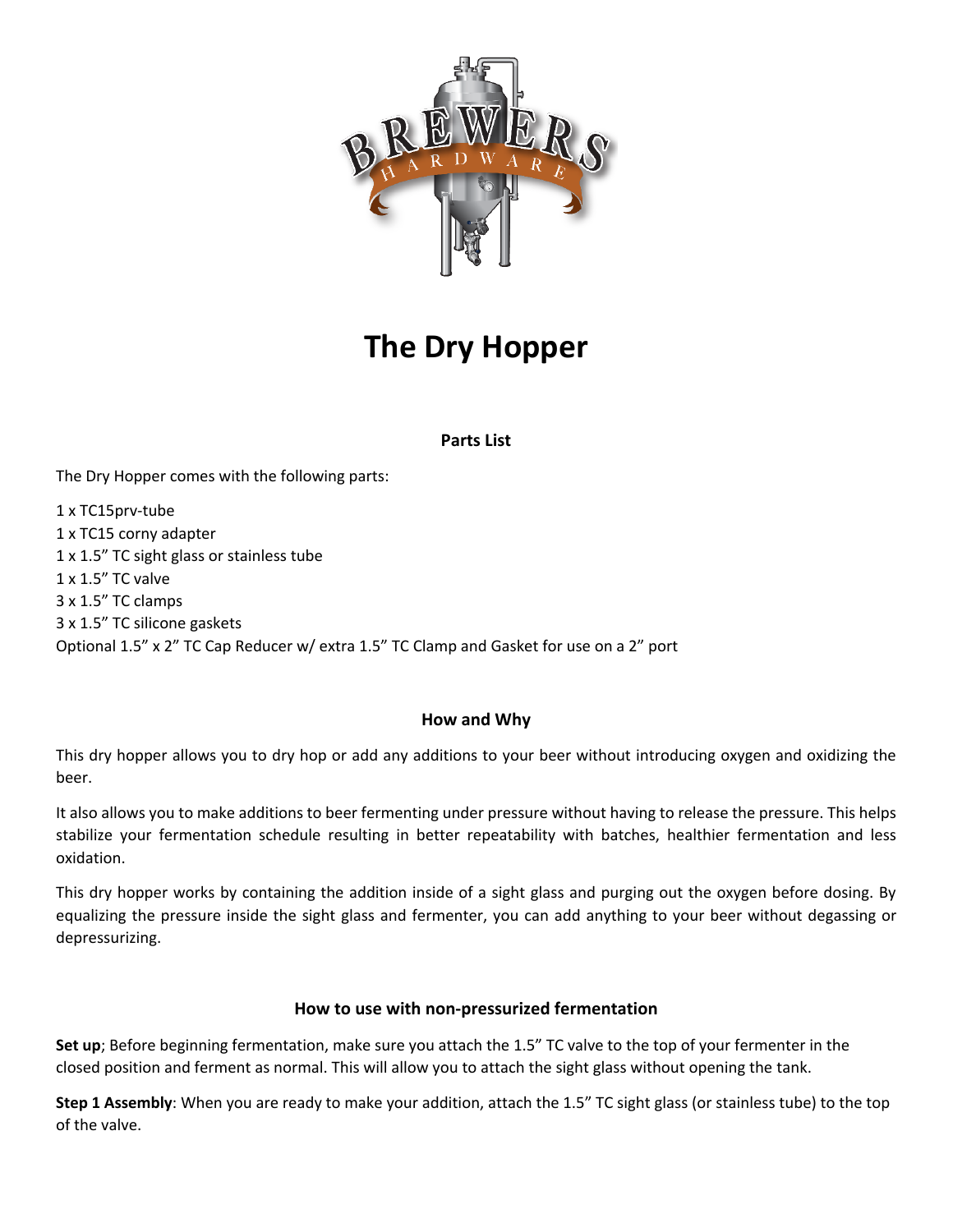# The Dry Hopper

### Parts List

The Dry Hopper comes with the following parts:

1 x TC15prv-tube
1 x TC15 corny adapter
1 x 1.5” TC sight glass or stainless tube
1 x 1.5” TC valve
3 x 1.5” TC clamps
3 x 1.5” TC silicone gaskets
Optional 1.5” x 2” TC Cap Reducer w/ extra 1.5” TC Clamp and Gasket for use on a 2” port

### How and Why

This dry hopper allows you to dry hop or add any additions to your beer without introducing oxygen and oxidizing the beer.

It also allows you to make additions to beer fermenting under pressure without having to release the pressure. This helps stabilize your fermentation schedule resulting in better repeatability with batches, healthier fermentation and less oxidation.

This dry hopper works by containing the addition inside of a sight glass and purging out the oxygen before dosing. By equalizing the pressure inside the sight glass and fermenter, you can add anything to your beer without degassing or depressurizing.

### How to use with non-pressurized fermentation

**Set up**; Before beginning fermentation, make sure you attach the 1.5” TC valve to the top of your fermenter in the closed position and ferment as normal. This will allow you to attach the sight glass without opening the tank.

**Step 1 Assembly**: When you are ready to make your addition, attach the 1.5” TC sight glass (or stainless tube) to the top of the valve.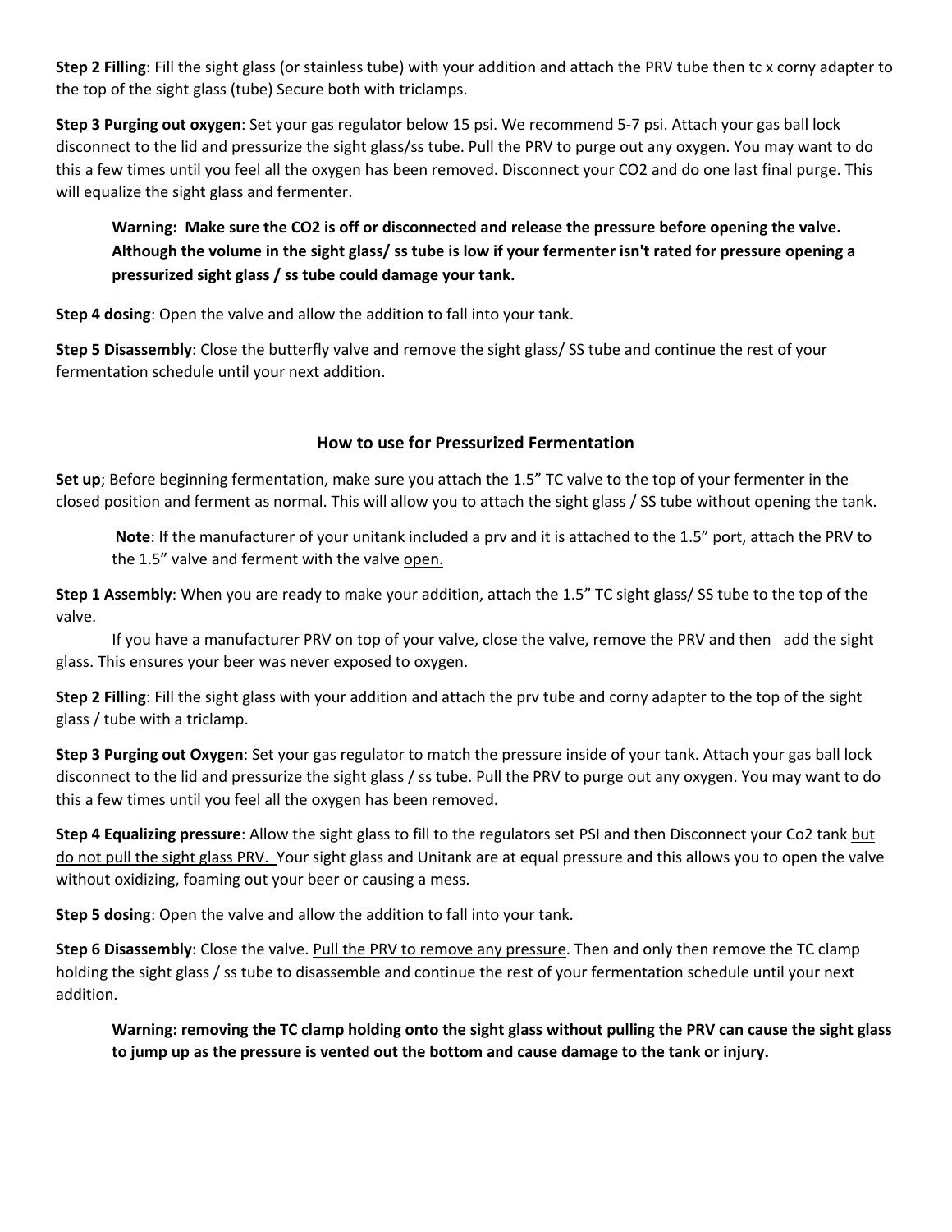**Step 2 Filling**: Fill the sight glass (or stainless tube) with your addition and attach the PRV tube then tc x corny adapter to the top of the sight glass (tube) Secure both with triclamps.

**Step 3 Purging out oxygen**: Set your gas regulator below 15 psi. We recommend 5-7 psi. Attach your gas ball lock disconnect to the lid and pressurize the sight glass/ss tube. Pull the PRV to purge out any oxygen. You may want to do this a few times until you feel all the oxygen has been removed. Disconnect your CO2 and do one last final purge. This will equalize the sight glass and fermenter.

> **Warning: Make sure the CO2 is off or disconnected and release the pressure before opening the valve. Although the volume in the sight glass/ ss tube is low if your fermenter isn't rated for pressure opening a pressurized sight glass / ss tube could damage your tank.**

**Step 4 dosing**: Open the valve and allow the addition to fall into your tank.

**Step 5 Disassembly**: Close the butterfly valve and remove the sight glass/ SS tube and continue the rest of your fermentation schedule until your next addition.

## How to use for Pressurized Fermentation

**Set up**; Before beginning fermentation, make sure you attach the 1.5" TC valve to the top of your fermenter in the closed position and ferment as normal. This will allow you to attach the sight glass / SS tube without opening the tank.

> **Note**: If the manufacturer of your unitank included a prv and it is attached to the 1.5" port, attach the PRV to the 1.5" valve and ferment with the valve open.

**Step 1 Assembly**: When you are ready to make your addition, attach the 1.5" TC sight glass/ SS tube to the top of the valve.

If you have a manufacturer PRV on top of your valve, close the valve, remove the PRV and then add the sight glass. This ensures your beer was never exposed to oxygen.

**Step 2 Filling**: Fill the sight glass with your addition and attach the prv tube and corny adapter to the top of the sight glass / tube with a triclamp.

**Step 3 Purging out Oxygen**: Set your gas regulator to match the pressure inside of your tank. Attach your gas ball lock disconnect to the lid and pressurize the sight glass / ss tube. Pull the PRV to purge out any oxygen. You may want to do this a few times until you feel all the oxygen has been removed.

**Step 4 Equalizing pressure**: Allow the sight glass to fill to the regulators set PSI and then Disconnect your Co2 tank but do not pull the sight glass PRV. Your sight glass and Unitank are at equal pressure and this allows you to open the valve without oxidizing, foaming out your beer or causing a mess.

**Step 5 dosing**: Open the valve and allow the addition to fall into your tank.

**Step 6 Disassembly**: Close the valve. Pull the PRV to remove any pressure. Then and only then remove the TC clamp holding the sight glass / ss tube to disassemble and continue the rest of your fermentation schedule until your next addition.

> **Warning: removing the TC clamp holding onto the sight glass without pulling the PRV can cause the sight glass to jump up as the pressure is vented out the bottom and cause damage to the tank or injury.**